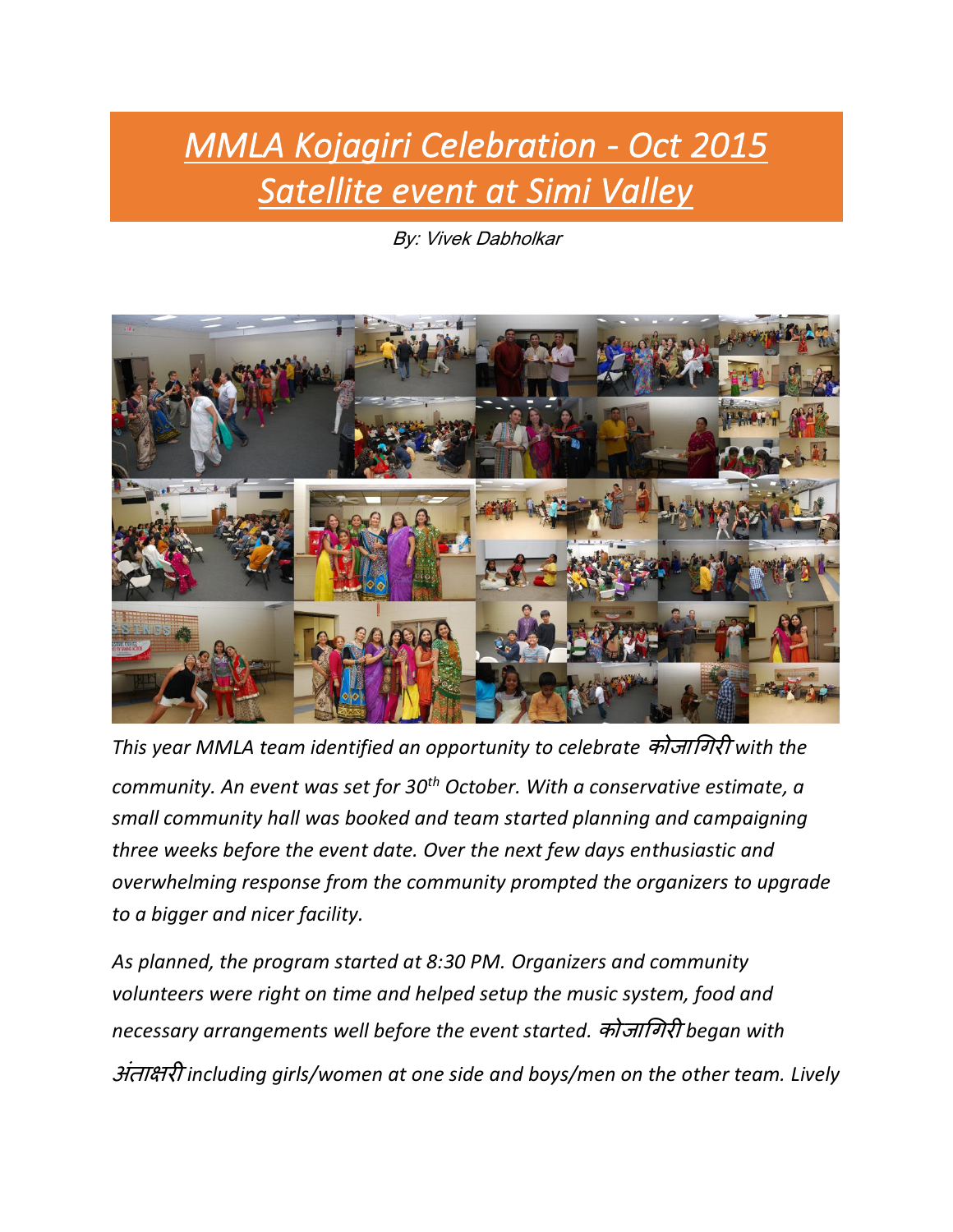# *MMLA Kojagiri Celebration - Oct 2015*
# *Satellite event at Simi Valley*

*By: Vivek Dabholkar*

*This year MMLA team identified an opportunity to celebrate कोजागिरी with the community. An event was set for 30th October. With a conservative estimate, a small community hall was booked and team started planning and campaigning three weeks before the event date. Over the next few days enthusiastic and overwhelming response from the community prompted the organizers to upgrade to a bigger and nicer facility.*

*As planned, the program started at 8:30 PM. Organizers and community volunteers were right on time and helped setup the music system, food and necessary arrangements well before the event started. कोजागिरी began with अंताक्षरी including girls/women at one side and boys/men on the other team. Lively*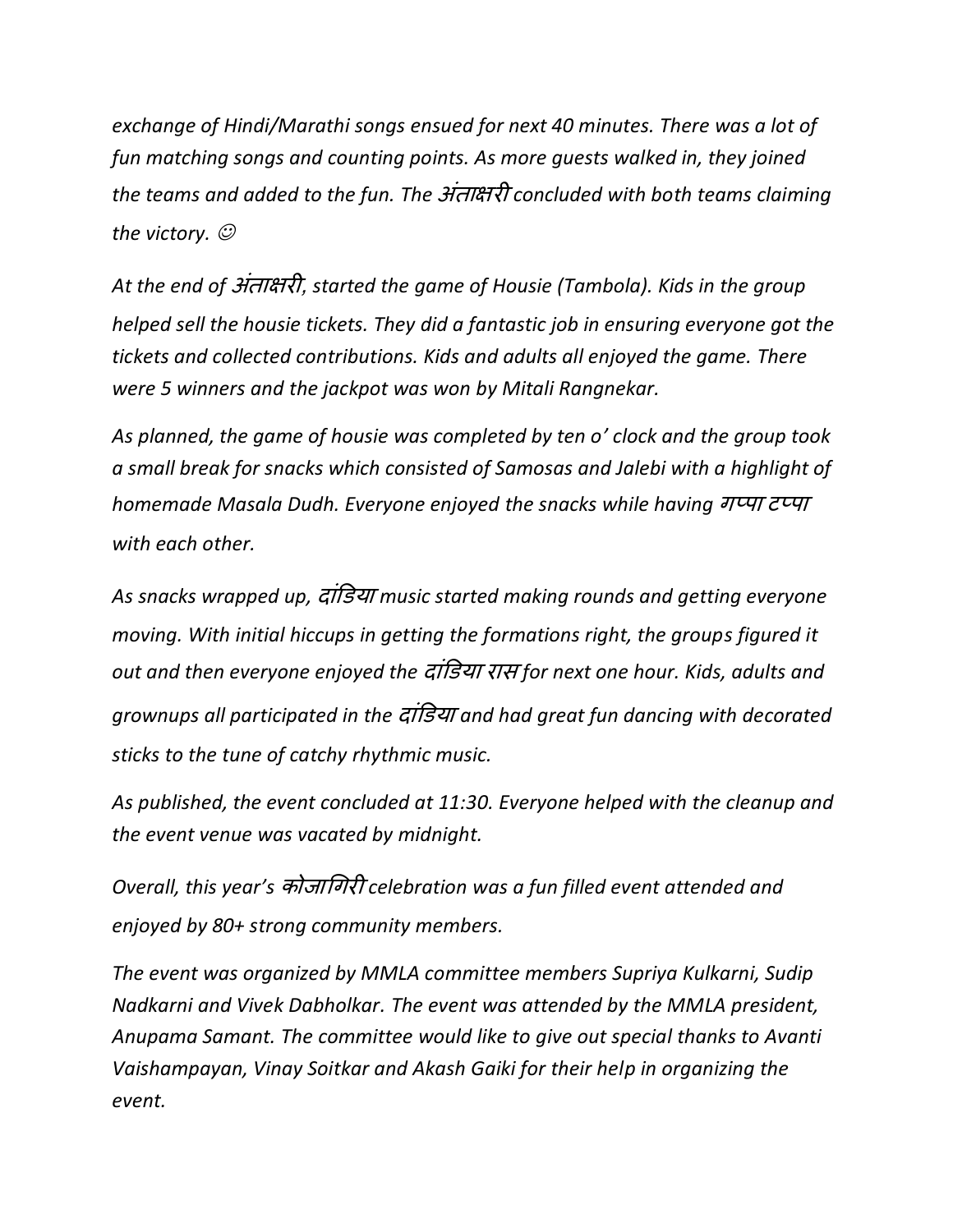*exchange of Hindi/Marathi songs ensued for next 40 minutes. There was a lot of fun matching songs and counting points. As more guests walked in, they joined the teams and added to the fun. The अंताक्षरी concluded with both teams claiming the victory. ☺*

*At the end of अंताक्षरी, started the game of Housie (Tambola). Kids in the group helped sell the housie tickets. They did a fantastic job in ensuring everyone got the tickets and collected contributions. Kids and adults all enjoyed the game. There were 5 winners and the jackpot was won by Mitali Rangnekar.*

*As planned, the game of housie was completed by ten o' clock and the group took a small break for snacks which consisted of Samosas and Jalebi with a highlight of homemade Masala Dudh. Everyone enjoyed the snacks while having गप्पा टप्पा with each other.*

*As snacks wrapped up, दांडिया music started making rounds and getting everyone moving. With initial hiccups in getting the formations right, the groups figured it out and then everyone enjoyed the दांडिया रास for next one hour. Kids, adults and grownups all participated in the दांडिया and had great fun dancing with decorated sticks to the tune of catchy rhythmic music.*

*As published, the event concluded at 11:30. Everyone helped with the cleanup and the event venue was vacated by midnight.*

*Overall, this year's कोजागिरी celebration was a fun filled event attended and enjoyed by 80+ strong community members.*

*The event was organized by MMLA committee members Supriya Kulkarni, Sudip Nadkarni and Vivek Dabholkar. The event was attended by the MMLA president, Anupama Samant. The committee would like to give out special thanks to Avanti Vaishampayan, Vinay Soitkar and Akash Gaiki for their help in organizing the event.*